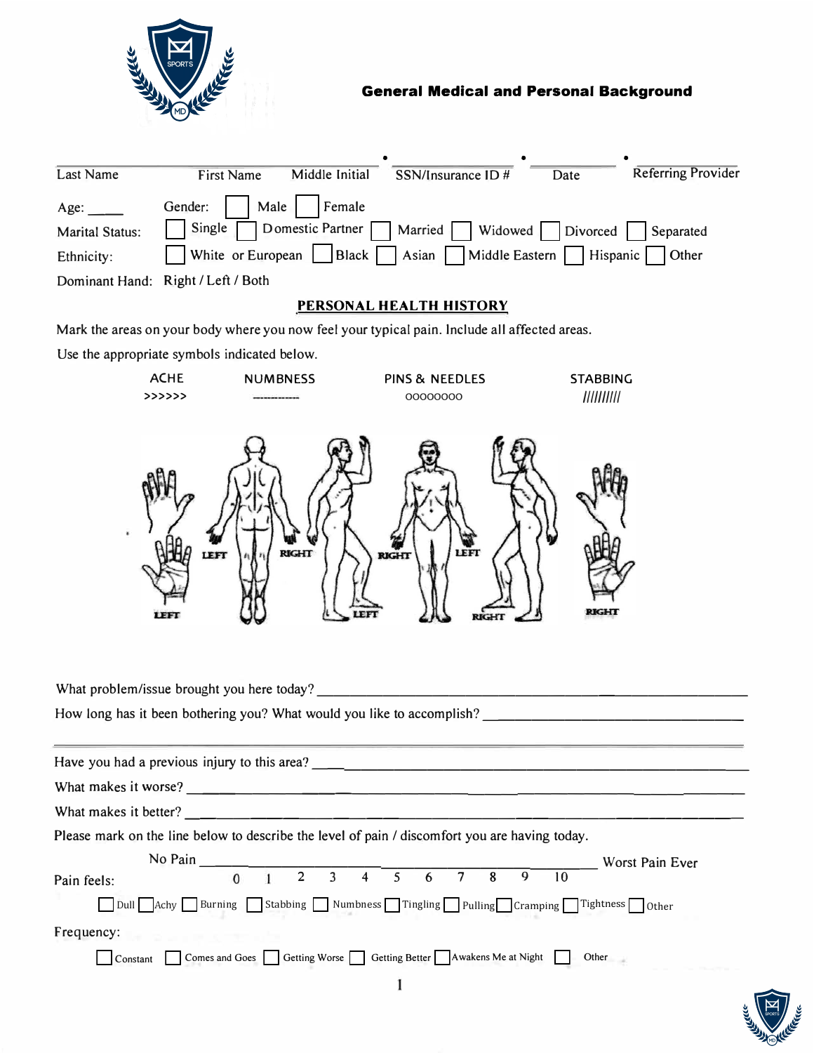## General Medical and Personal Background

| Last Name | First Name | Middle Initial | SSN/Insurance ID # | Date | Referring Provider |
|---|---|---|---|---|---|

Age: _____    Gender: ☐ Male ☐ Female

Marital Status: ☐ Single ☐ Domestic Partner ☐ Married ☐ Widowed ☐ Divorced ☐ Separated

Ethnicity: ☐ White or European ☐ Black ☐ Asian ☐ Middle Eastern ☐ Hispanic ☐ Other

Dominant Hand: Right / Left / Both

### PERSONAL HEALTH HISTORY

Mark the areas on your body where you now feel your typical pain. Include all affected areas.

Use the appropriate symbols indicated below.

| ACHE | NUMBNESS | PINS & NEEDLES | STABBING |
|---|---|---|---|
| >>>>>> | ------------ | 00000000 | ///////// |

LEFT    LEFT    RIGHT    LEFT    RIGHT    LEFT    RIGHT    RIGHT

What problem/issue brought you here today? ________________________________________

How long has it been bothering you? What would you like to accomplish? ________________________________________

________________________________________________________________________________

Have you had a previous injury to this area? ________________________________________

What makes it worse? ________________________________________

What makes it better? ________________________________________

Please mark on the line below to describe the level of pain / discomfort you are having today.

No Pain ________________________________________ Worst Pain Ever

0  1  2  3  4  5  6  7  8  9  10

Pain feels:

☐ Dull ☐ Achy ☐ Burning ☐ Stabbing ☐ Numbness ☐ Tingling ☐ Pulling ☐ Cramping ☐ Tightness ☐ Other

Frequency:

☐ Constant ☐ Comes and Goes ☐ Getting Worse ☐ Getting Better ☐ Awakens Me at Night ☐ Other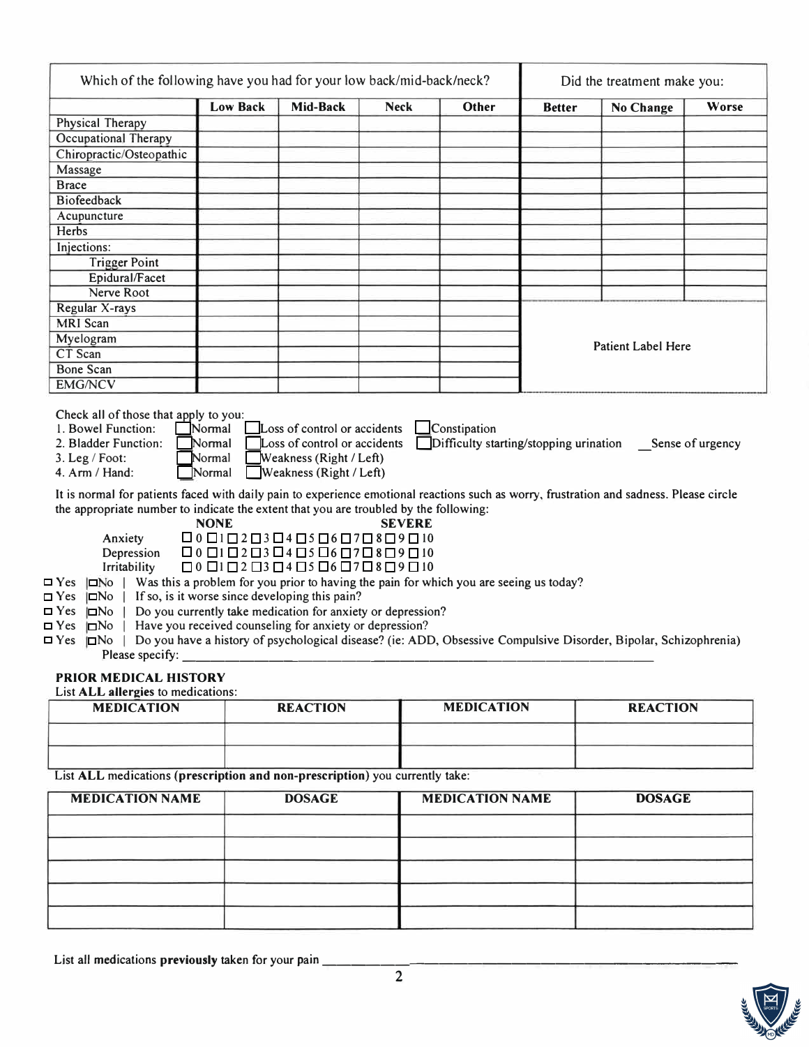| Which of the following have you had for your low back/mid-back/neck? | | | | | Did the treatment make you: | | |
|---|---|---|---|---|---|---|---|
| | **Low Back** | **Mid-Back** | **Neck** | **Other** | **Better** | **No Change** | **Worse** |
| Physical Therapy | | | | | | | |
| Occupational Therapy | | | | | | | |
| Chiropractic/Osteopathic | | | | | | | |
| Massage | | | | | | | |
| Brace | | | | | | | |
| Biofeedback | | | | | | | |
| Acupuncture | | | | | | | |
| Herbs | | | | | | | |
| Injections: | | | | | | | |
| Trigger Point | | | | | | | |
| Epidural/Facet | | | | | | | |
| Nerve Root | | | | | | | |
| Regular X-rays | | | | | Patient Label Here | | |
| MRI Scan | | | | | | | |
| Myelogram | | | | | | | |
| CT Scan | | | | | | | |
| Bone Scan | | | | | | | |
| EMG/NCV | | | | | | | |

Check all of those that apply to you:

1. Bowel Function: ☐ Normal ☐ Loss of control or accidents ☐ Constipation
2. Bladder Function: ☐ Normal ☐ Loss of control or accidents ☐ Difficulty starting/stopping urination \_\_Sense of urgency
3. Leg / Foot: ☐ Normal ☐ Weakness (Right / Left)
4. Arm / Hand: ☐ Normal ☐ Weakness (Right / Left)

It is normal for patients faced with daily pain to experience emotional reactions such as worry, frustration and sadness. Please circle the appropriate number to indicate the extent that you are troubled by the following:

| | **NONE** | | | | | | | | | | **SEVERE** |
|---|---|---|---|---|---|---|---|---|---|---|---|
| Anxiety | ☐ 0 | ☐ 1 | ☐ 2 | ☐ 3 | ☐ 4 | ☐ 5 | ☐ 6 | ☐ 7 | ☐ 8 | ☐ 9 | ☐ 10 |
| Depression | ☐ 0 | ☐ 1 | ☐ 2 | ☐ 3 | ☐ 4 | ☐ 5 | ☐ 6 | ☐ 7 | ☐ 8 | ☐ 9 | ☐ 10 |
| Irritability | ☐ 0 | ☐ 1 | ☐ 2 | ☐ 3 | ☐ 4 | ☐ 5 | ☐ 6 | ☐ 7 | ☐ 8 | ☐ 9 | ☐ 10 |

☐ Yes | ☐ No | Was this a problem for you prior to having the pain for which you are seeing us today?

☐ Yes | ☐ No | If so, is it worse since developing this pain?

☐ Yes | ☐ No | Do you currently take medication for anxiety or depression?

☐ Yes | ☐ No | Have you received counseling for anxiety or depression?

☐ Yes | ☐ No | Do you have a history of psychological disease? (ie: ADD, Obsessive Compulsive Disorder, Bipolar, Schizophrenia)

Please specify: \_\_\_\_\_\_\_\_\_\_\_\_\_\_\_\_\_\_\_\_\_\_\_\_\_\_\_\_\_\_\_\_\_\_\_\_\_\_\_\_

## PRIOR MEDICAL HISTORY

List **ALL allergies** to medications:

| MEDICATION | REACTION | MEDICATION | REACTION |
|---|---|---|---|
| | | | |
| | | | |

List **ALL** medications **(prescription and non-prescription)** you currently take:

| MEDICATION NAME | DOSAGE | MEDICATION NAME | DOSAGE |
|---|---|---|---|
| | | | |
| | | | |
| | | | |
| | | | |
| | | | |

List all medications **previously** taken for your pain \_\_\_\_\_\_\_\_\_\_\_\_\_\_\_\_\_\_\_\_\_\_\_\_\_\_\_\_\_\_\_\_\_\_\_\_\_\_\_\_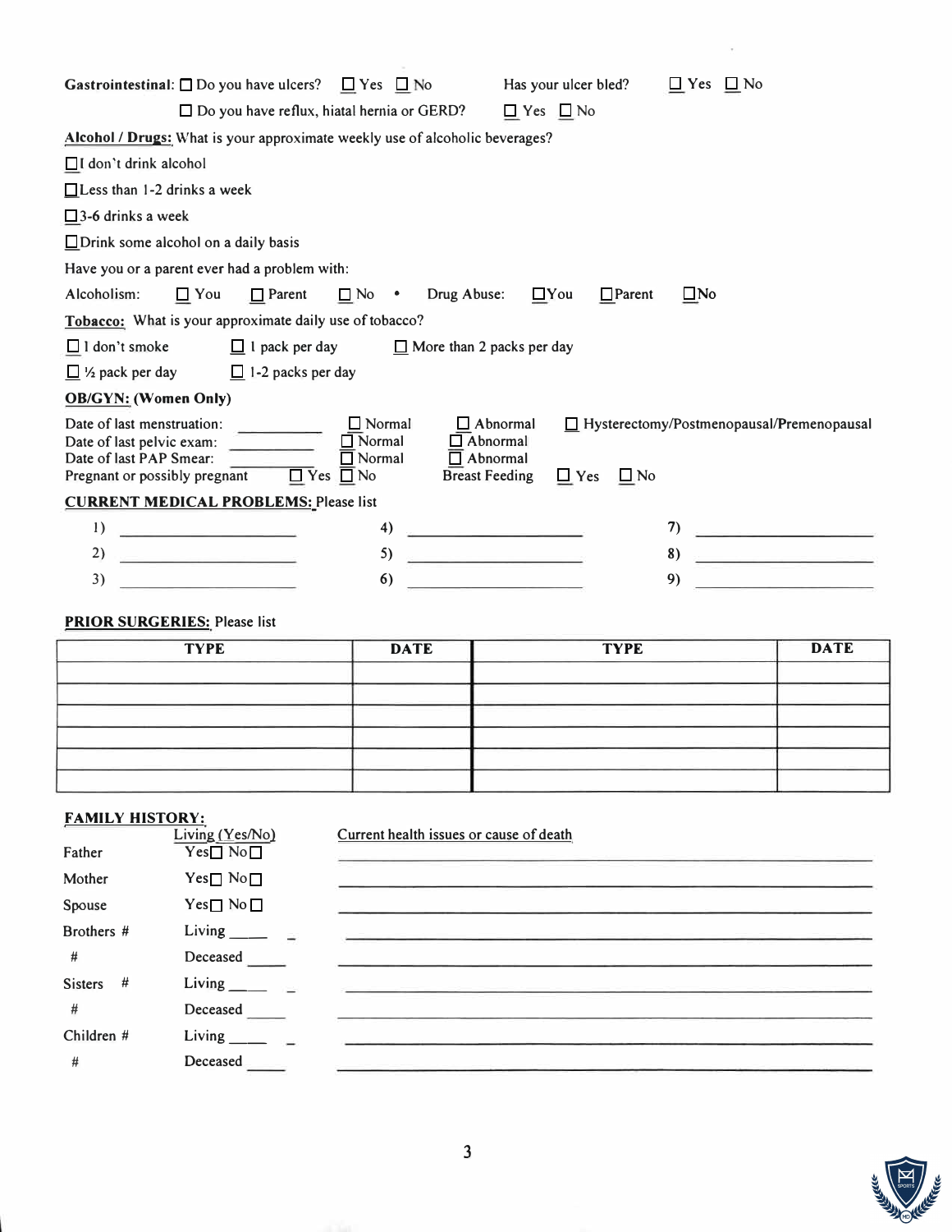**Gastrointestinal:** ☐ Do you have ulcers? ☐ Yes ☐ No    Has your ulcer bled? ☐ Yes ☐ No

☐ Do you have reflux, hiatal hernia or GERD? ☐ Yes ☐ No

**Alcohol / Drugs:** What is your approximate weekly use of alcoholic beverages?

☐ I don't drink alcohol

☐ Less than 1-2 drinks a week

☐ 3-6 drinks a week

☐ Drink some alcohol on a daily basis

Have you or a parent ever had a problem with:

Alcoholism: ☐ You ☐ Parent ☐ No • Drug Abuse: ☐ You ☐ Parent ☐ No

**Tobacco:** What is your approximate daily use of tobacco?

☐ I don't smoke    ☐ 1 pack per day    ☐ More than 2 packs per day

☐ ½ pack per day    ☐ 1-2 packs per day

**OB/GYN: (Women Only)**

Date of last menstruation: __________ ☐ Normal ☐ Abnormal ☐ Hysterectomy/Postmenopausal/Premenopausal

Date of last pelvic exam: __________ ☐ Normal ☐ Abnormal

Date of last PAP Smear: __________ ☐ Normal ☐ Abnormal

Pregnant or possibly pregnant ☐ Yes ☐ No    Breast Feeding ☐ Yes ☐ No

**CURRENT MEDICAL PROBLEMS:** Please list

1) ____________________    4) ____________________    7) ____________________

2) ____________________    5) ____________________    8) ____________________

3) ____________________    6) ____________________    9) ____________________

**PRIOR SURGERIES:** Please list

| TYPE | DATE | TYPE | DATE |
|---|---|---|---|
| | | | |
| | | | |
| | | | |
| | | | |
| | | | |
| | | | |

**FAMILY HISTORY:**

| | Living (Yes/No) | Current health issues or cause of death |
|---|---|---|
| Father | Yes☐ No☐ | |
| Mother | Yes☐ No☐ | |
| Spouse | Yes☐ No☐ | |
| Brothers # | Living ____ | |
| # | Deceased ____ | |
| Sisters # | Living ____ | |
| # | Deceased ____ | |
| Children # | Living ____ | |
| # | Deceased ____ | |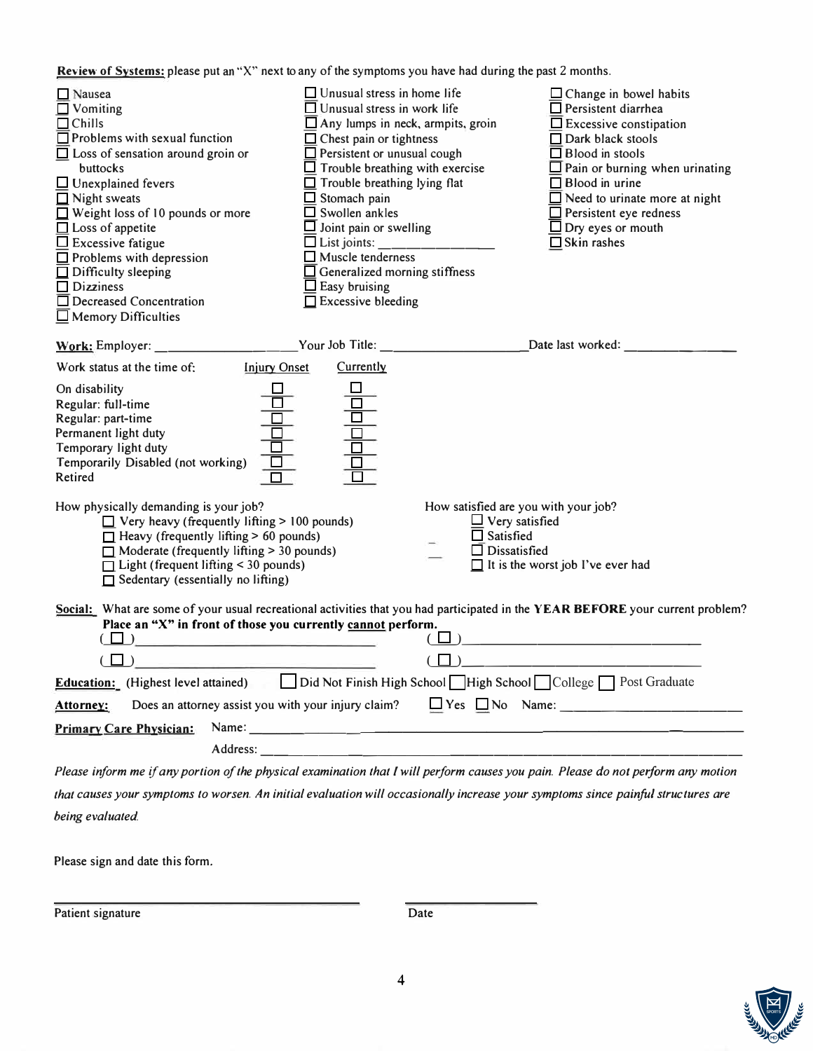**Review of Systems:** please put an "X" next to any of the symptoms you have had during the past 2 months.

- ☐ Nausea
- ☐ Vomiting
- ☐ Chills
- ☐ Problems with sexual function
- ☐ Loss of sensation around groin or buttocks
- ☐ Unexplained fevers
- ☐ Night sweats
- ☐ Weight loss of 10 pounds or more
- ☐ Loss of appetite
- ☐ Excessive fatigue
- ☐ Problems with depression
- ☐ Difficulty sleeping
- ☐ Dizziness
- ☐ Decreased Concentration
- ☐ Memory Difficulties
- ☐ Unusual stress in home life
- ☐ Unusual stress in work life
- ☐ Any lumps in neck, armpits, groin
- ☐ Chest pain or tightness
- ☐ Persistent or unusual cough
- ☐ Trouble breathing with exercise
- ☐ Trouble breathing lying flat
- ☐ Stomach pain
- ☐ Swollen ankles
- ☐ Joint pain or swelling
- ☐ List joints: ________________
- ☐ Muscle tenderness
- ☐ Generalized morning stiffness
- ☐ Easy bruising
- ☐ Excessive bleeding
- ☐ Change in bowel habits
- ☐ Persistent diarrhea
- ☐ Excessive constipation
- ☐ Dark black stools
- ☐ Blood in stools
- ☐ Pain or burning when urinating
- ☐ Blood in urine
- ☐ Need to urinate more at night
- ☐ Persistent eye redness
- ☐ Dry eyes or mouth
- ☐ Skin rashes

**Work:** Employer: ____________________ Your Job Title: ____________________ Date last worked: ________________

| Work status at the time of: | Injury Onset | Currently |
|---|---|---|
| On disability | ☐ | ☐ |
| Regular: full-time | ☐ | ☐ |
| Regular: part-time | ☐ | ☐ |
| Permanent light duty | ☐ | ☐ |
| Temporary light duty | ☐ | ☐ |
| Temporarily Disabled (not working) | ☐ | ☐ |
| Retired | ☐ | ☐ |

How physically demanding is your job?

- ☐ Very heavy (frequently lifting > 100 pounds)
- ☐ Heavy (frequently lifting > 60 pounds)
- ☐ Moderate (frequently lifting > 30 pounds)
- ☐ Light (frequent lifting < 30 pounds)
- ☐ Sedentary (essentially no lifting)

How satisfied are you with your job?

- ☐ Very satisfied
- ☐ Satisfied
- ☐ Dissatisfied
- ☐ It is the worst job I've ever had

**Social:** What are some of your usual recreational activities that you had participated in the **YEAR BEFORE** your current problem? **Place an "X" in front of those you currently cannot perform.**

(☐) ______________________________ (☐) ______________________________

(☐) ______________________________ (☐) ______________________________

**Education:** (Highest level attained) ☐ Did Not Finish High School ☐ High School ☐ College ☐ Post Graduate

**Attorney:** Does an attorney assist you with your injury claim? ☐ Yes ☐ No Name: ______________________

**Primary Care Physician:** Name: ____________________________________________

Address: ____________________________________________

*Please inform me if any portion of the physical examination that I will perform causes you pain. Please do not perform any motion that causes your symptoms to worsen. An initial evaluation will occasionally increase your symptoms since painful structures are being evaluated.*

Please sign and date this form.

______________________________ ________________

Patient signature Date